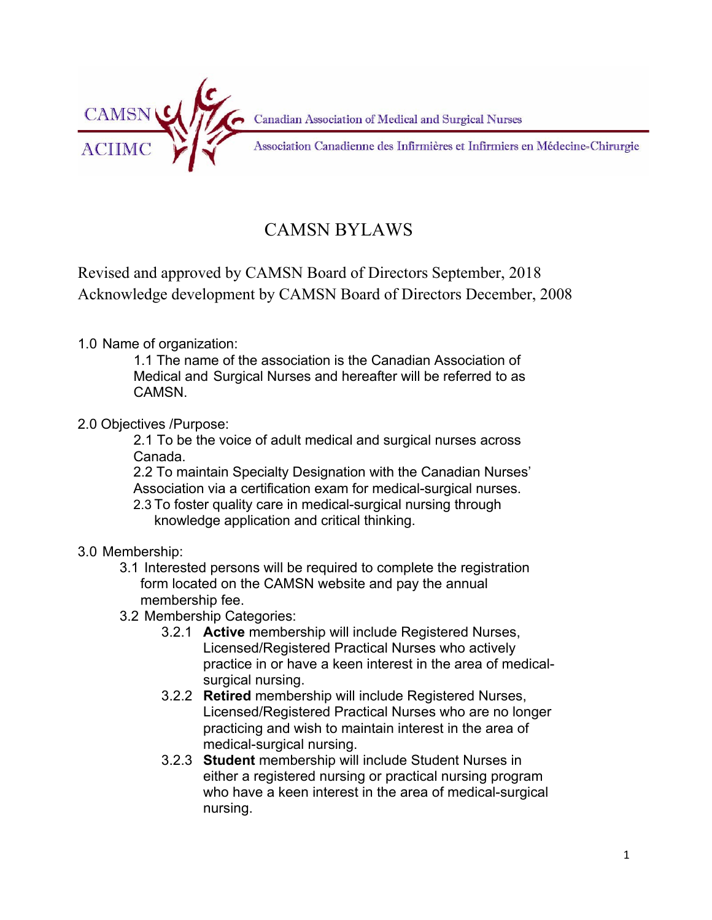CAMSN Canadian Association of Medical and Surgical Nurses

ACIIMC Association Canadienne des Infirmières et Infirmiers en Médecine-Chirurgie

# CAMSN BYLAWS

Revised and approved by CAMSN Board of Directors September, 2018
Acknowledge development by CAMSN Board of Directors December, 2008

1.0 Name of organization:

1.1 The name of the association is the Canadian Association of Medical and Surgical Nurses and hereafter will be referred to as CAMSN.

2.0 Objectives /Purpose:

2.1 To be the voice of adult medical and surgical nurses across Canada.
2.2 To maintain Specialty Designation with the Canadian Nurses' Association via a certification exam for medical-surgical nurses.
2.3 To foster quality care in medical-surgical nursing through knowledge application and critical thinking.

3.0 Membership:

3.1 Interested persons will be required to complete the registration form located on the CAMSN website and pay the annual membership fee.

3.2 Membership Categories:

3.2.1 **Active** membership will include Registered Nurses, Licensed/Registered Practical Nurses who actively practice in or have a keen interest in the area of medical-surgical nursing.

3.2.2 **Retired** membership will include Registered Nurses, Licensed/Registered Practical Nurses who are no longer practicing and wish to maintain interest in the area of medical-surgical nursing.

3.2.3 **Student** membership will include Student Nurses in either a registered nursing or practical nursing program who have a keen interest in the area of medical-surgical nursing.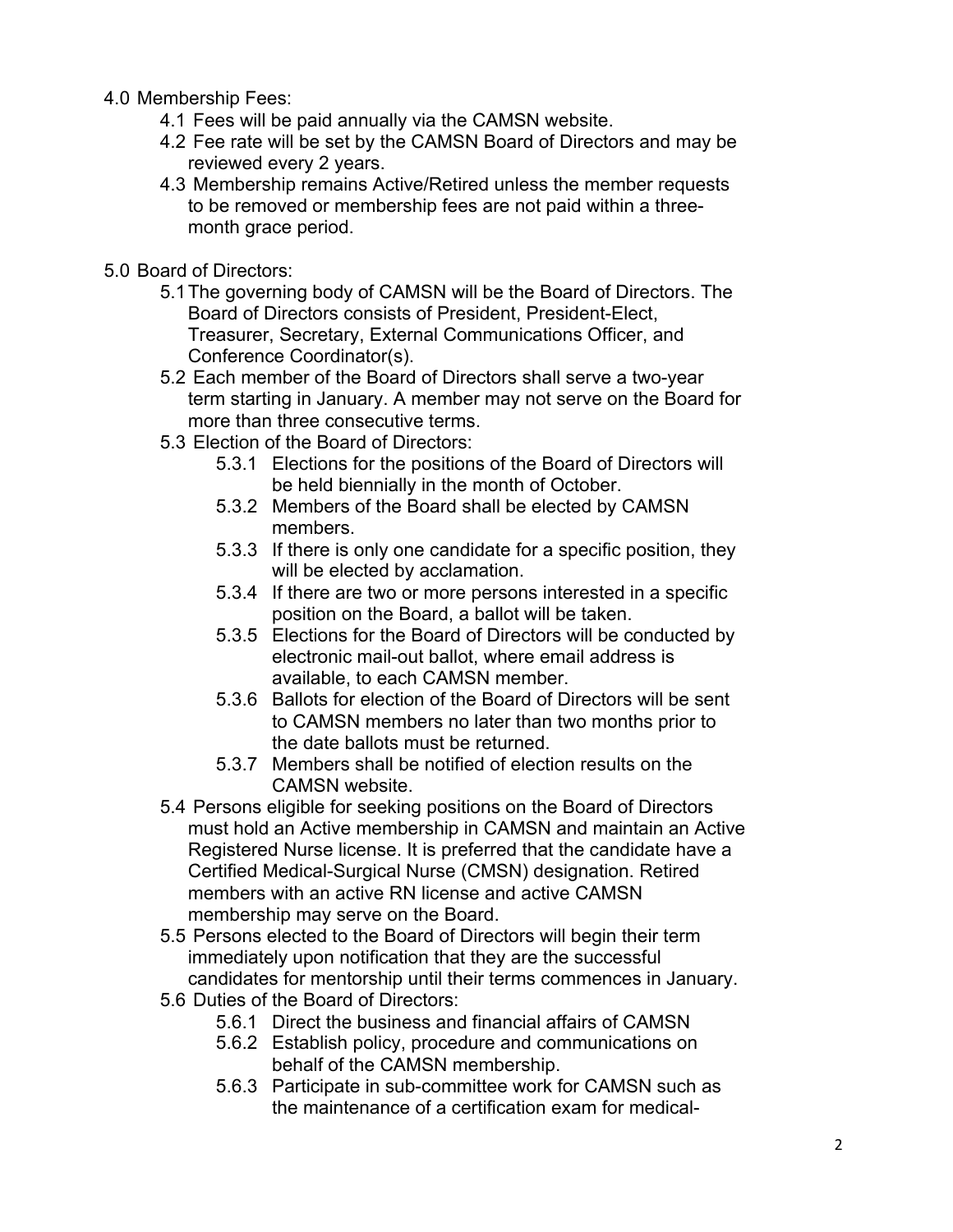4.0 Membership Fees:

- 4.1 Fees will be paid annually via the CAMSN website.
- 4.2 Fee rate will be set by the CAMSN Board of Directors and may be reviewed every 2 years.
- 4.3 Membership remains Active/Retired unless the member requests to be removed or membership fees are not paid within a three-month grace period.

5.0 Board of Directors:

- 5.1 The governing body of CAMSN will be the Board of Directors. The Board of Directors consists of President, President-Elect, Treasurer, Secretary, External Communications Officer, and Conference Coordinator(s).
- 5.2 Each member of the Board of Directors shall serve a two-year term starting in January. A member may not serve on the Board for more than three consecutive terms.
- 5.3 Election of the Board of Directors:
  - 5.3.1 Elections for the positions of the Board of Directors will be held biennially in the month of October.
  - 5.3.2 Members of the Board shall be elected by CAMSN members.
  - 5.3.3 If there is only one candidate for a specific position, they will be elected by acclamation.
  - 5.3.4 If there are two or more persons interested in a specific position on the Board, a ballot will be taken.
  - 5.3.5 Elections for the Board of Directors will be conducted by electronic mail-out ballot, where email address is available, to each CAMSN member.
  - 5.3.6 Ballots for election of the Board of Directors will be sent to CAMSN members no later than two months prior to the date ballots must be returned.
  - 5.3.7 Members shall be notified of election results on the CAMSN website.
- 5.4 Persons eligible for seeking positions on the Board of Directors must hold an Active membership in CAMSN and maintain an Active Registered Nurse license. It is preferred that the candidate have a Certified Medical-Surgical Nurse (CMSN) designation. Retired members with an active RN license and active CAMSN membership may serve on the Board.
- 5.5 Persons elected to the Board of Directors will begin their term immediately upon notification that they are the successful candidates for mentorship until their terms commences in January.
- 5.6 Duties of the Board of Directors:
  - 5.6.1 Direct the business and financial affairs of CAMSN
  - 5.6.2 Establish policy, procedure and communications on behalf of the CAMSN membership.
  - 5.6.3 Participate in sub-committee work for CAMSN such as the maintenance of a certification exam for medical-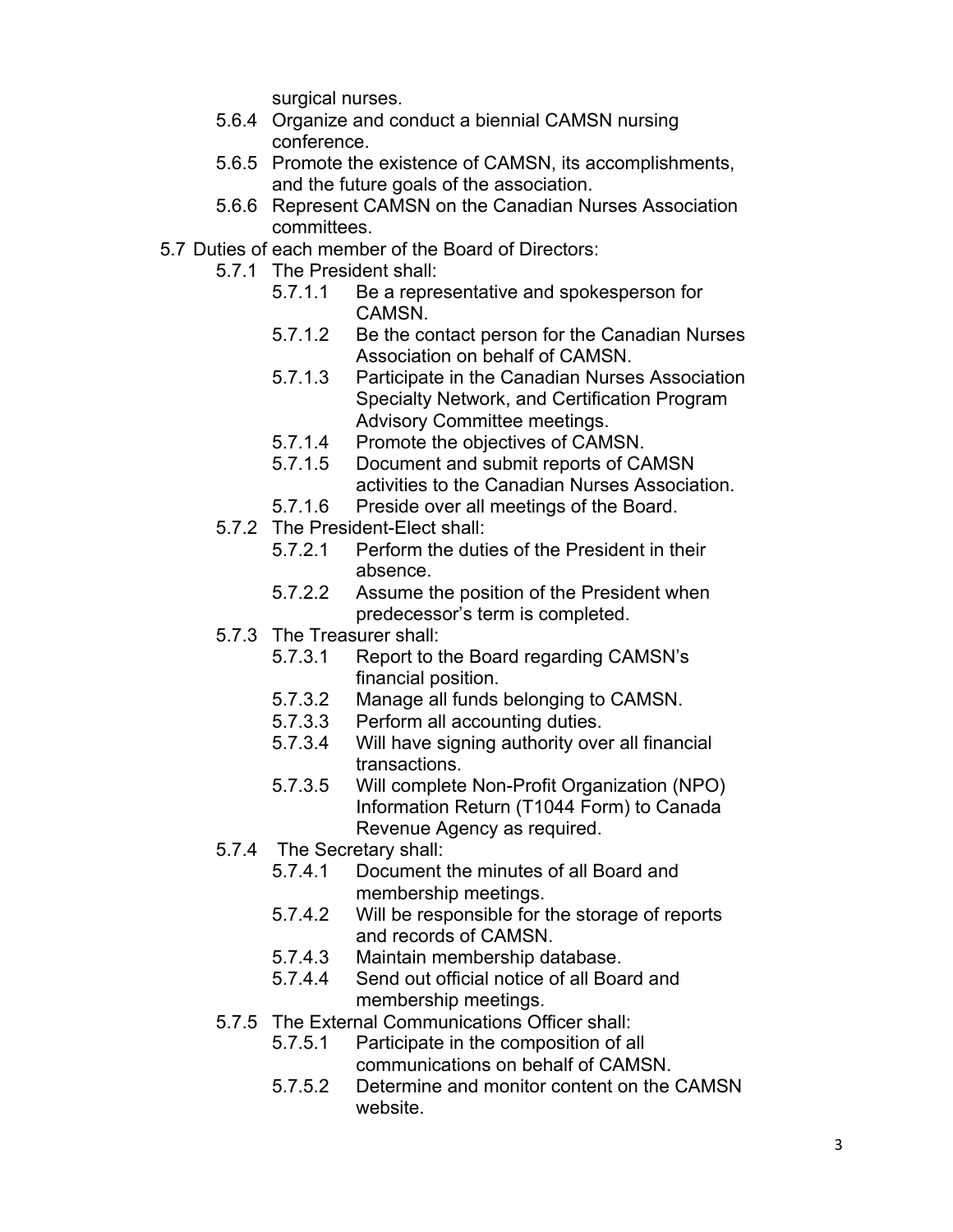surgical nurses.

- 5.6.4 Organize and conduct a biennial CAMSN nursing conference.
- 5.6.5 Promote the existence of CAMSN, its accomplishments, and the future goals of the association.
- 5.6.6 Represent CAMSN on the Canadian Nurses Association committees.

5.7 Duties of each member of the Board of Directors:

- 5.7.1 The President shall:
  - 5.7.1.1 Be a representative and spokesperson for CAMSN.
  - 5.7.1.2 Be the contact person for the Canadian Nurses Association on behalf of CAMSN.
  - 5.7.1.3 Participate in the Canadian Nurses Association Specialty Network, and Certification Program Advisory Committee meetings.
  - 5.7.1.4 Promote the objectives of CAMSN.
  - 5.7.1.5 Document and submit reports of CAMSN activities to the Canadian Nurses Association.
  - 5.7.1.6 Preside over all meetings of the Board.
- 5.7.2 The President-Elect shall:
  - 5.7.2.1 Perform the duties of the President in their absence.
  - 5.7.2.2 Assume the position of the President when predecessor's term is completed.
- 5.7.3 The Treasurer shall:
  - 5.7.3.1 Report to the Board regarding CAMSN's financial position.
  - 5.7.3.2 Manage all funds belonging to CAMSN.
  - 5.7.3.3 Perform all accounting duties.
  - 5.7.3.4 Will have signing authority over all financial transactions.
  - 5.7.3.5 Will complete Non-Profit Organization (NPO) Information Return (T1044 Form) to Canada Revenue Agency as required.
- 5.7.4 The Secretary shall:
  - 5.7.4.1 Document the minutes of all Board and membership meetings.
  - 5.7.4.2 Will be responsible for the storage of reports and records of CAMSN.
  - 5.7.4.3 Maintain membership database.
  - 5.7.4.4 Send out official notice of all Board and membership meetings.
- 5.7.5 The External Communications Officer shall:
  - 5.7.5.1 Participate in the composition of all communications on behalf of CAMSN.
  - 5.7.5.2 Determine and monitor content on the CAMSN website.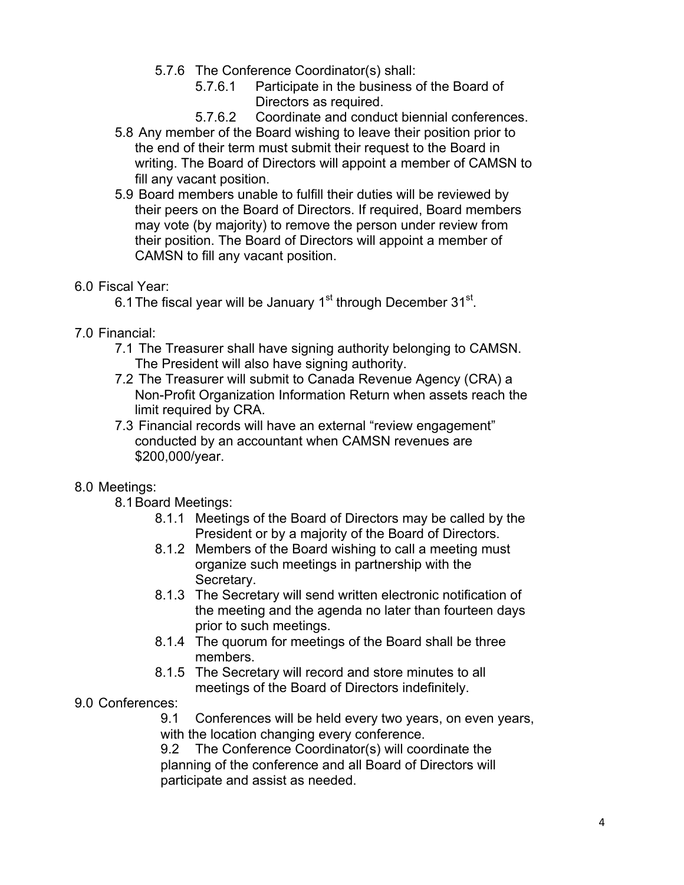- 5.7.6 The Conference Coordinator(s) shall:
  - 5.7.6.1 Participate in the business of the Board of Directors as required.
  - 5.7.6.2 Coordinate and conduct biennial conferences.
- 5.8 Any member of the Board wishing to leave their position prior to the end of their term must submit their request to the Board in writing. The Board of Directors will appoint a member of CAMSN to fill any vacant position.
- 5.9 Board members unable to fulfill their duties will be reviewed by their peers on the Board of Directors. If required, Board members may vote (by majority) to remove the person under review from their position. The Board of Directors will appoint a member of CAMSN to fill any vacant position.

6.0 Fiscal Year:

- 6.1 The fiscal year will be January 1st through December 31st.

7.0 Financial:

- 7.1 The Treasurer shall have signing authority belonging to CAMSN. The President will also have signing authority.
- 7.2 The Treasurer will submit to Canada Revenue Agency (CRA) a Non-Profit Organization Information Return when assets reach the limit required by CRA.
- 7.3 Financial records will have an external "review engagement" conducted by an accountant when CAMSN revenues are $200,000/year.

8.0 Meetings:

- 8.1 Board Meetings:
  - 8.1.1 Meetings of the Board of Directors may be called by the President or by a majority of the Board of Directors.
  - 8.1.2 Members of the Board wishing to call a meeting must organize such meetings in partnership with the Secretary.
  - 8.1.3 The Secretary will send written electronic notification of the meeting and the agenda no later than fourteen days prior to such meetings.
  - 8.1.4 The quorum for meetings of the Board shall be three members.
  - 8.1.5 The Secretary will record and store minutes to all meetings of the Board of Directors indefinitely.

9.0 Conferences:

- 9.1 Conferences will be held every two years, on even years, with the location changing every conference.
- 9.2 The Conference Coordinator(s) will coordinate the planning of the conference and all Board of Directors will participate and assist as needed.